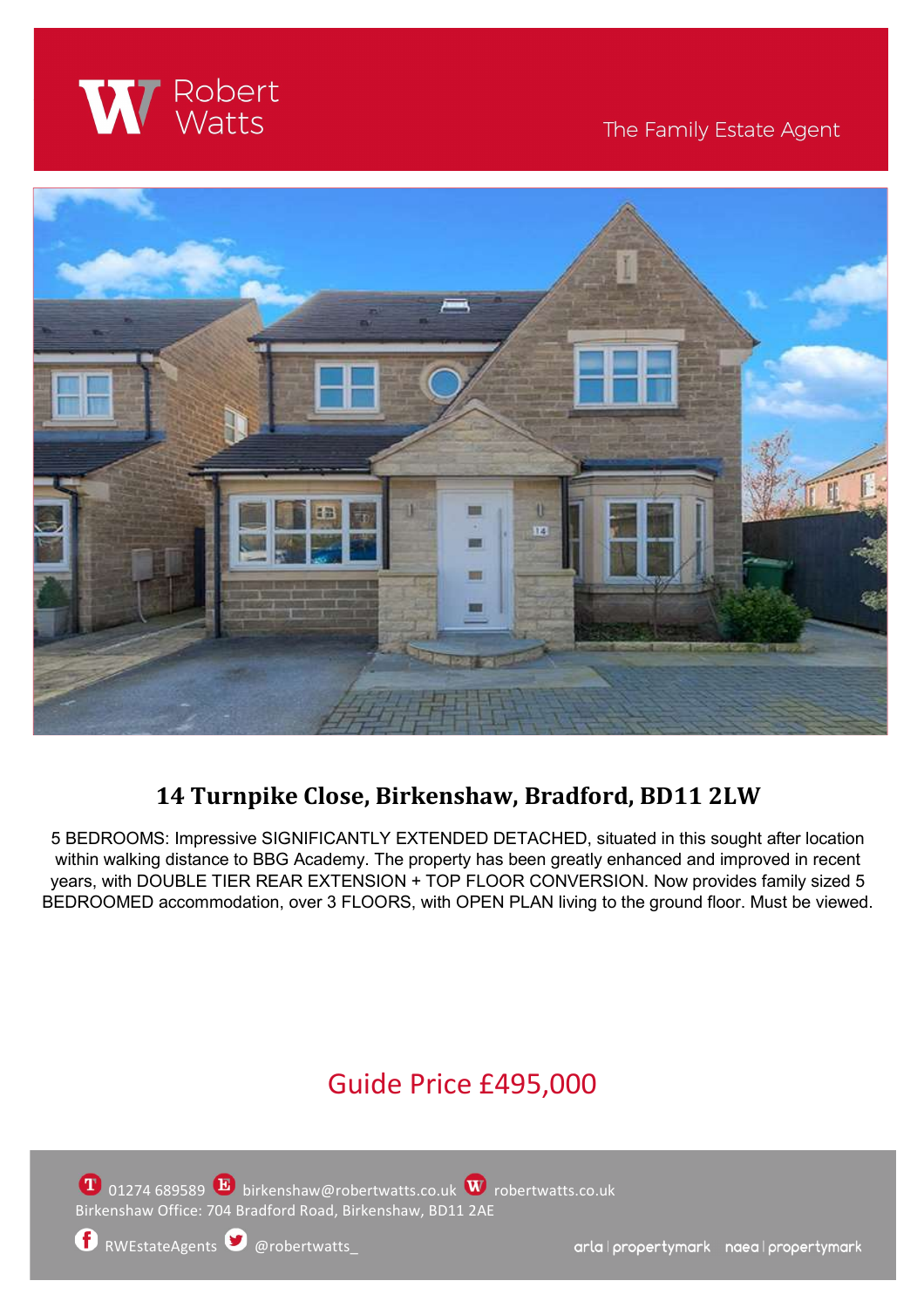Robert Watts

The Family Estate Agent

# 14 Turnpike Close, Birkenshaw, Bradford, BD11 2LW

5 BEDROOMS: Impressive SIGNIFICANTLY EXTENDED DETACHED, situated in this sought after location within walking distance to BBG Academy. The property has been greatly enhanced and improved in recent years, with DOUBLE TIER REAR EXTENSION + TOP FLOOR CONVERSION. Now provides family sized 5 BEDROOMED accommodation, over 3 FLOORS, with OPEN PLAN living to the ground floor. Must be viewed.

## Guide Price £495,000

01274 689589 birkenshaw@robertwatts.co.uk robertwatts.co.uk
Birkenshaw Office: 704 Bradford Road, Birkenshaw, BD11 2AE

RWEstateAgents @robertwatts_

arla | propertymark naea | propertymark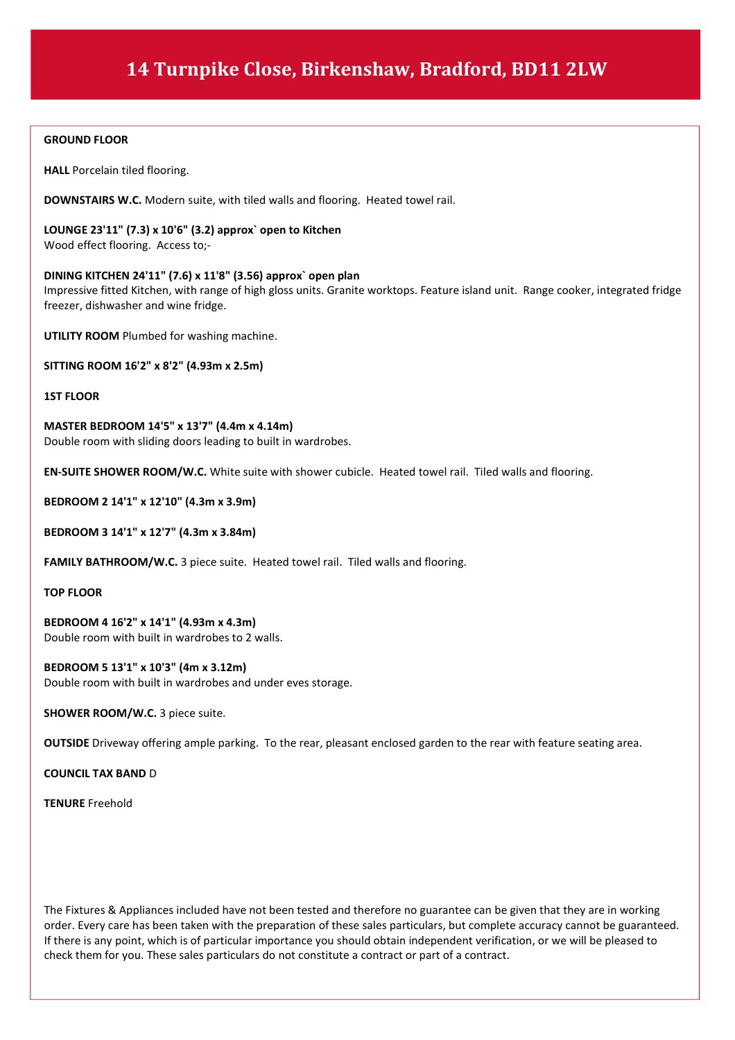# 14 Turnpike Close, Birkenshaw, Bradford, BD11 2LW

**GROUND FLOOR**

**HALL** Porcelain tiled flooring.

**DOWNSTAIRS W.C.** Modern suite, with tiled walls and flooring. Heated towel rail.

**LOUNGE 23'11" (7.3) x 10'6" (3.2) approx` open to Kitchen**
Wood effect flooring. Access to;-

**DINING KITCHEN 24'11" (7.6) x 11'8" (3.56) approx` open plan**
Impressive fitted Kitchen, with range of high gloss units. Granite worktops. Feature island unit. Range cooker, integrated fridge freezer, dishwasher and wine fridge.

**UTILITY ROOM** Plumbed for washing machine.

**SITTING ROOM 16'2" x 8'2" (4.93m x 2.5m)**

**1ST FLOOR**

**MASTER BEDROOM 14'5" x 13'7" (4.4m x 4.14m)**
Double room with sliding doors leading to built in wardrobes.

**EN-SUITE SHOWER ROOM/W.C.** White suite with shower cubicle. Heated towel rail. Tiled walls and flooring.

**BEDROOM 2 14'1" x 12'10" (4.3m x 3.9m)**

**BEDROOM 3 14'1" x 12'7" (4.3m x 3.84m)**

**FAMILY BATHROOM/W.C.** 3 piece suite. Heated towel rail. Tiled walls and flooring.

**TOP FLOOR**

**BEDROOM 4 16'2" x 14'1" (4.93m x 4.3m)**
Double room with built in wardrobes to 2 walls.

**BEDROOM 5 13'1" x 10'3" (4m x 3.12m)**
Double room with built in wardrobes and under eves storage.

**SHOWER ROOM/W.C.** 3 piece suite.

**OUTSIDE** Driveway offering ample parking. To the rear, pleasant enclosed garden to the rear with feature seating area.

**COUNCIL TAX BAND** D

**TENURE** Freehold

The Fixtures & Appliances included have not been tested and therefore no guarantee can be given that they are in working order. Every care has been taken with the preparation of these sales particulars, but complete accuracy cannot be guaranteed. If there is any point, which is of particular importance you should obtain independent verification, or we will be pleased to check them for you. These sales particulars do not constitute a contract or part of a contract.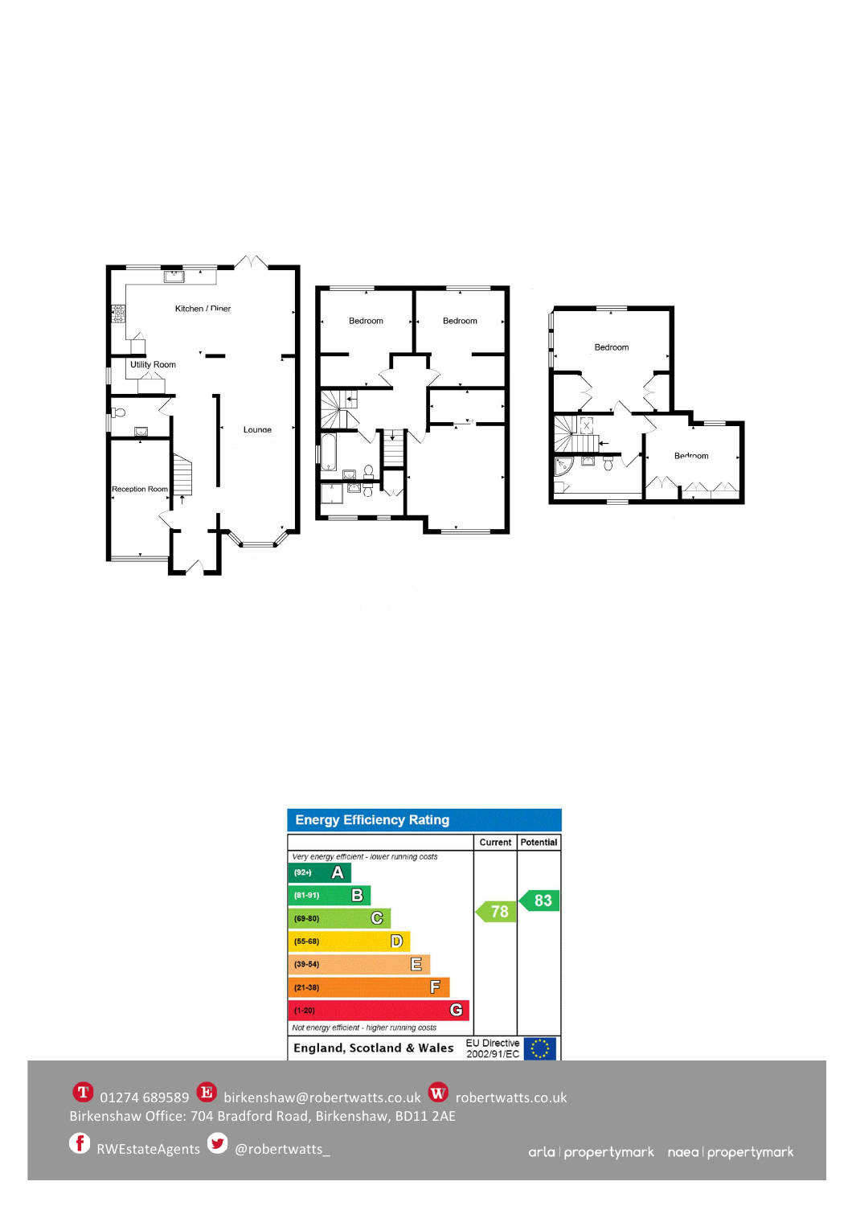Kitchen / Diner

Utility Room

Lounge

Reception Room

Bedroom

Bedroom

Bedroom

Bedroom

## Energy Efficiency Rating

Current | Potential

*Very energy efficient - lower running costs*

(92+) A

(81-91) B

(69-80) C

(55-68) D

(39-54) E

(21-38) F

(1-20) G

*Not energy efficient - higher running costs*

78

83

**England, Scotland & Wales** EU Directive 2002/91/EC

01274 689589 birkenshaw@robertwatts.co.uk robertwatts.co.uk
Birkenshaw Office: 704 Bradford Road, Birkenshaw, BD11 2AE

RWEstateAgents @robertwatts_

arla | propertymark naea | propertymark